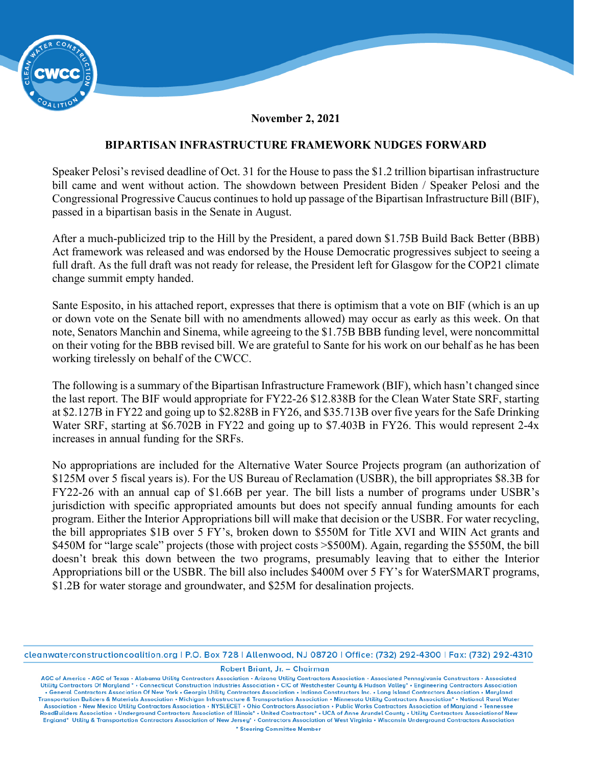November 2, 2021

## BIPARTISAN INFRASTRUCTURE FRAMEWORK NUDGES FORWARD

Speaker Pelosi's revised deadline of Oct. 31 for the House to pass the $1.2 trillion bipartisan infrastructure bill came and went without action. The showdown between President Biden / Speaker Pelosi and the Congressional Progressive Caucus continues to hold up passage of the Bipartisan Infrastructure Bill (BIF), passed in a bipartisan basis in the Senate in August.

After a much-publicized trip to the Hill by the President, a pared down $1.75B Build Back Better (BBB) Act framework was released and was endorsed by the House Democratic progressives subject to seeing a full draft. As the full draft was not ready for release, the President left for Glasgow for the COP21 climate change summit empty handed.

Sante Esposito, in his attached report, expresses that there is optimism that a vote on BIF (which is an up or down vote on the Senate bill with no amendments allowed) may occur as early as this week. On that note, Senators Manchin and Sinema, while agreeing to the $1.75B BBB funding level, were noncommittal on their voting for the BBB revised bill. We are grateful to Sante for his work on our behalf as he has been working tirelessly on behalf of the CWCC.

The following is a summary of the Bipartisan Infrastructure Framework (BIF), which hasn't changed since the last report. The BIF would appropriate for FY22-26 $12.838B for the Clean Water State SRF, starting at $2.127B in FY22 and going up to $2.828B in FY26, and $35.713B over five years for the Safe Drinking Water SRF, starting at $6.702B in FY22 and going up to $7.403B in FY26. This would represent 2-4x increases in annual funding for the SRFs.

No appropriations are included for the Alternative Water Source Projects program (an authorization of $125M over 5 fiscal years is). For the US Bureau of Reclamation (USBR), the bill appropriates $8.3B for FY22-26 with an annual cap of $1.66B per year. The bill lists a number of programs under USBR's jurisdiction with specific appropriated amounts but does not specify annual funding amounts for each program. Either the Interior Appropriations bill will make that decision or the USBR. For water recycling, the bill appropriates $1B over 5 FY's, broken down to $550M for Title XVI and WIIN Act grants and $450M for "large scale" projects (those with project costs >$500M). Again, regarding the $550M, the bill doesn't break this down between the two programs, presumably leaving that to either the Interior Appropriations bill or the USBR. The bill also includes $400M over 5 FY's for WaterSMART programs, $1.2B for water storage and groundwater, and $25M for desalination projects.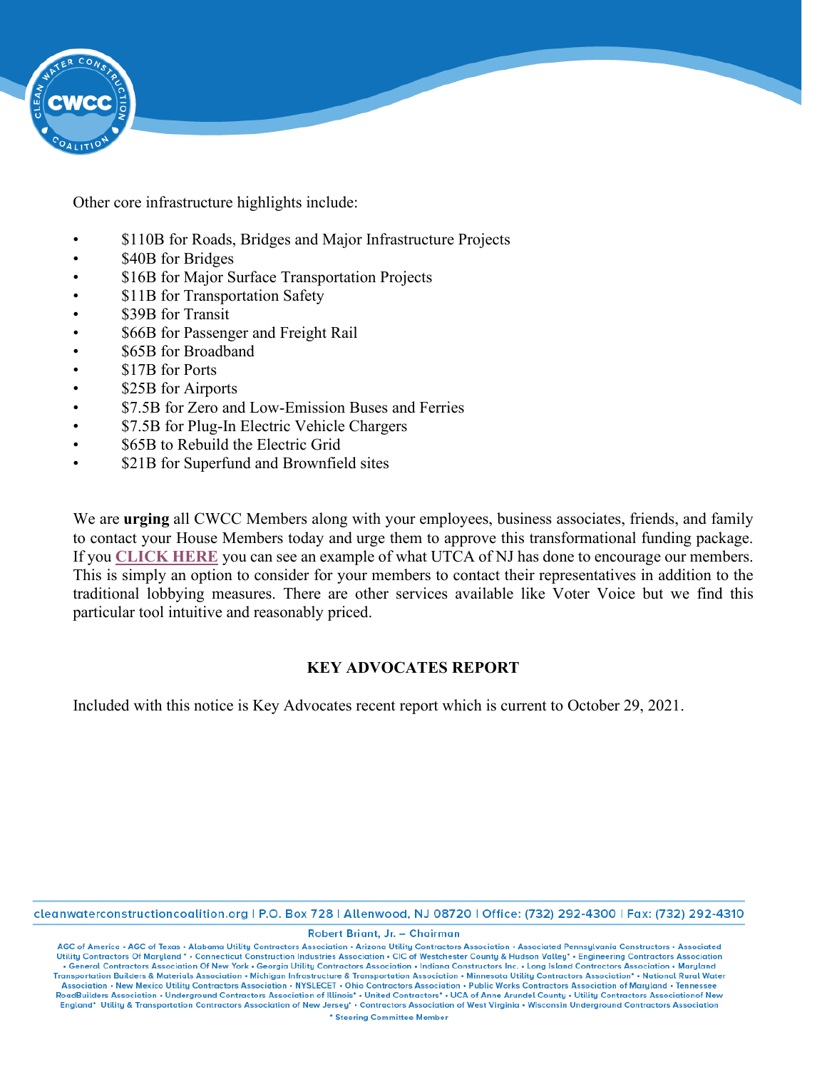Other core infrastructure highlights include:

- $110B for Roads, Bridges and Major Infrastructure Projects
- $40B for Bridges
- $16B for Major Surface Transportation Projects
- $11B for Transportation Safety
- $39B for Transit
- $66B for Passenger and Freight Rail
- $65B for Broadband
- $17B for Ports
- $25B for Airports
- $7.5B for Zero and Low-Emission Buses and Ferries
- $7.5B for Plug-In Electric Vehicle Chargers
- $65B to Rebuild the Electric Grid
- $21B for Superfund and Brownfield sites

We are **urging** all CWCC Members along with your employees, business associates, friends, and family to contact your House Members today and urge them to approve this transformational funding package. If you **CLICK HERE** you can see an example of what UTCA of NJ has done to encourage our members. This is simply an option to consider for your members to contact their representatives in addition to the traditional lobbying measures. There are other services available like Voter Voice but we find this particular tool intuitive and reasonably priced.

## KEY ADVOCATES REPORT

Included with this notice is Key Advocates recent report which is current to October 29, 2021.